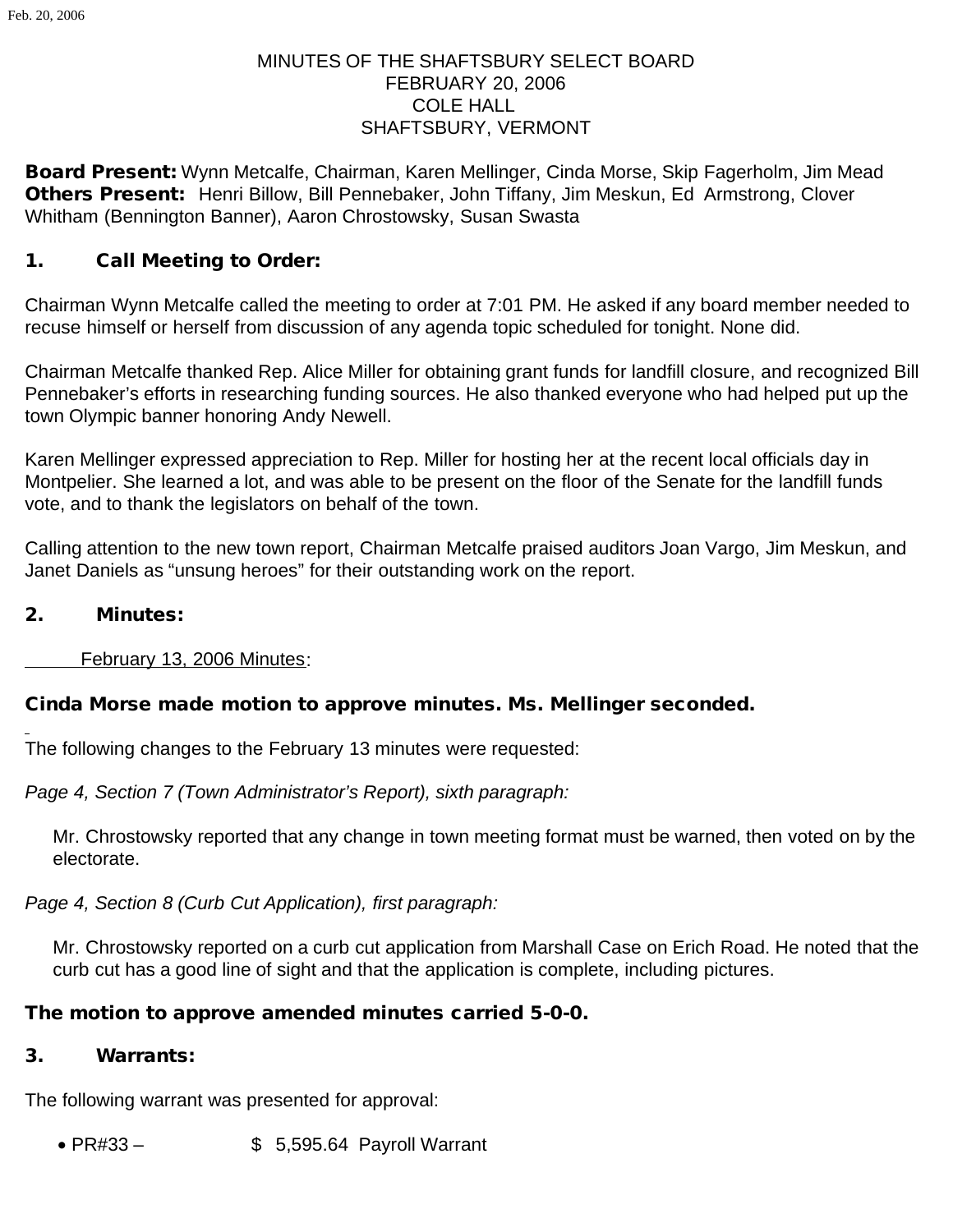MINUTES OF THE SHAFTSBURY SELECT BOARD
FEBRUARY 20, 2006
COLE HALL
SHAFTSBURY, VERMONT

**Board Present:** Wynn Metcalfe, Chairman, Karen Mellinger, Cinda Morse, Skip Fagerholm, Jim Mead
**Others Present:** Henri Billow, Bill Pennebaker, John Tiffany, Jim Meskun, Ed Armstrong, Clover Whitham (Bennington Banner), Aaron Chrostowsky, Susan Swasta

## 1. Call Meeting to Order:

Chairman Wynn Metcalfe called the meeting to order at 7:01 PM. He asked if any board member needed to recuse himself or herself from discussion of any agenda topic scheduled for tonight. None did.

Chairman Metcalfe thanked Rep. Alice Miller for obtaining grant funds for landfill closure, and recognized Bill Pennebaker's efforts in researching funding sources. He also thanked everyone who had helped put up the town Olympic banner honoring Andy Newell.

Karen Mellinger expressed appreciation to Rep. Miller for hosting her at the recent local officials day in Montpelier. She learned a lot, and was able to be present on the floor of the Senate for the landfill funds vote, and to thank the legislators on behalf of the town.

Calling attention to the new town report, Chairman Metcalfe praised auditors Joan Vargo, Jim Meskun, and Janet Daniels as "unsung heroes" for their outstanding work on the report.

## 2. Minutes:

February 13, 2006 Minutes:

**Cinda Morse made motion to approve minutes. Ms. Mellinger seconded.**

The following changes to the February 13 minutes were requested:

*Page 4, Section 7 (Town Administrator's Report), sixth paragraph:*

> Mr. Chrostowsky reported that any change in town meeting format must be warned, then voted on by the electorate.

*Page 4, Section 8 (Curb Cut Application), first paragraph:*

> Mr. Chrostowsky reported on a curb cut application from Marshall Case on Erich Road. He noted that the curb cut has a good line of sight and that the application is complete, including pictures.

**The motion to approve amended minutes carried 5-0-0.**

## 3. Warrants:

The following warrant was presented for approval:

- PR#33 – $ 5,595.64 Payroll Warrant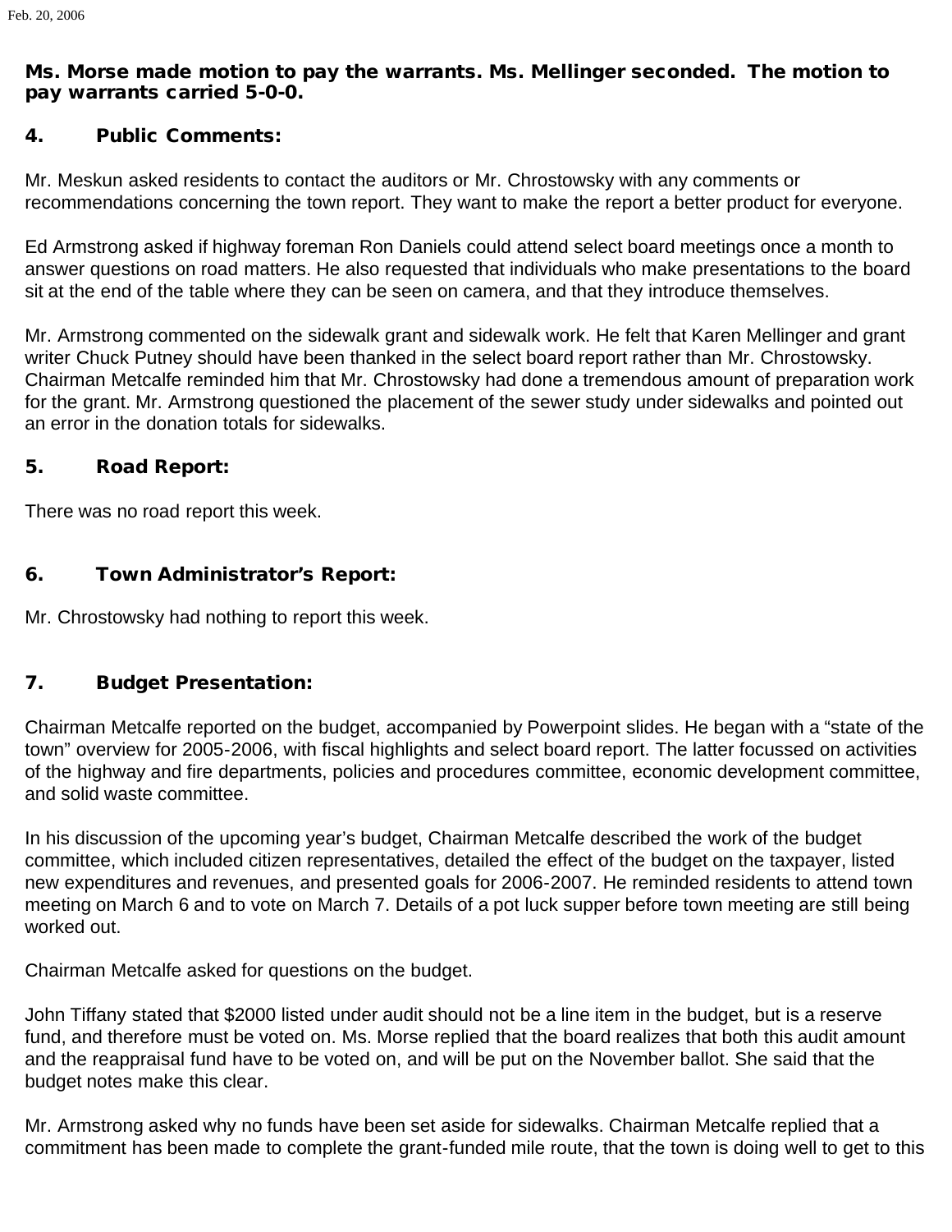**Ms. Morse made motion to pay the warrants. Ms. Mellinger seconded. The motion to pay warrants carried 5-0-0.**

### 4. Public Comments:

Mr. Meskun asked residents to contact the auditors or Mr. Chrostowsky with any comments or recommendations concerning the town report. They want to make the report a better product for everyone.

Ed Armstrong asked if highway foreman Ron Daniels could attend select board meetings once a month to answer questions on road matters. He also requested that individuals who make presentations to the board sit at the end of the table where they can be seen on camera, and that they introduce themselves.

Mr. Armstrong commented on the sidewalk grant and sidewalk work. He felt that Karen Mellinger and grant writer Chuck Putney should have been thanked in the select board report rather than Mr. Chrostowsky. Chairman Metcalfe reminded him that Mr. Chrostowsky had done a tremendous amount of preparation work for the grant. Mr. Armstrong questioned the placement of the sewer study under sidewalks and pointed out an error in the donation totals for sidewalks.

### 5. Road Report:

There was no road report this week.

### 6. Town Administrator's Report:

Mr. Chrostowsky had nothing to report this week.

### 7. Budget Presentation:

Chairman Metcalfe reported on the budget, accompanied by Powerpoint slides. He began with a "state of the town" overview for 2005-2006, with fiscal highlights and select board report. The latter focussed on activities of the highway and fire departments, policies and procedures committee, economic development committee, and solid waste committee.

In his discussion of the upcoming year's budget, Chairman Metcalfe described the work of the budget committee, which included citizen representatives, detailed the effect of the budget on the taxpayer, listed new expenditures and revenues, and presented goals for 2006-2007. He reminded residents to attend town meeting on March 6 and to vote on March 7. Details of a pot luck supper before town meeting are still being worked out.

Chairman Metcalfe asked for questions on the budget.

John Tiffany stated that $2000 listed under audit should not be a line item in the budget, but is a reserve fund, and therefore must be voted on. Ms. Morse replied that the board realizes that both this audit amount and the reappraisal fund have to be voted on, and will be put on the November ballot. She said that the budget notes make this clear.

Mr. Armstrong asked why no funds have been set aside for sidewalks. Chairman Metcalfe replied that a commitment has been made to complete the grant-funded mile route, that the town is doing well to get to this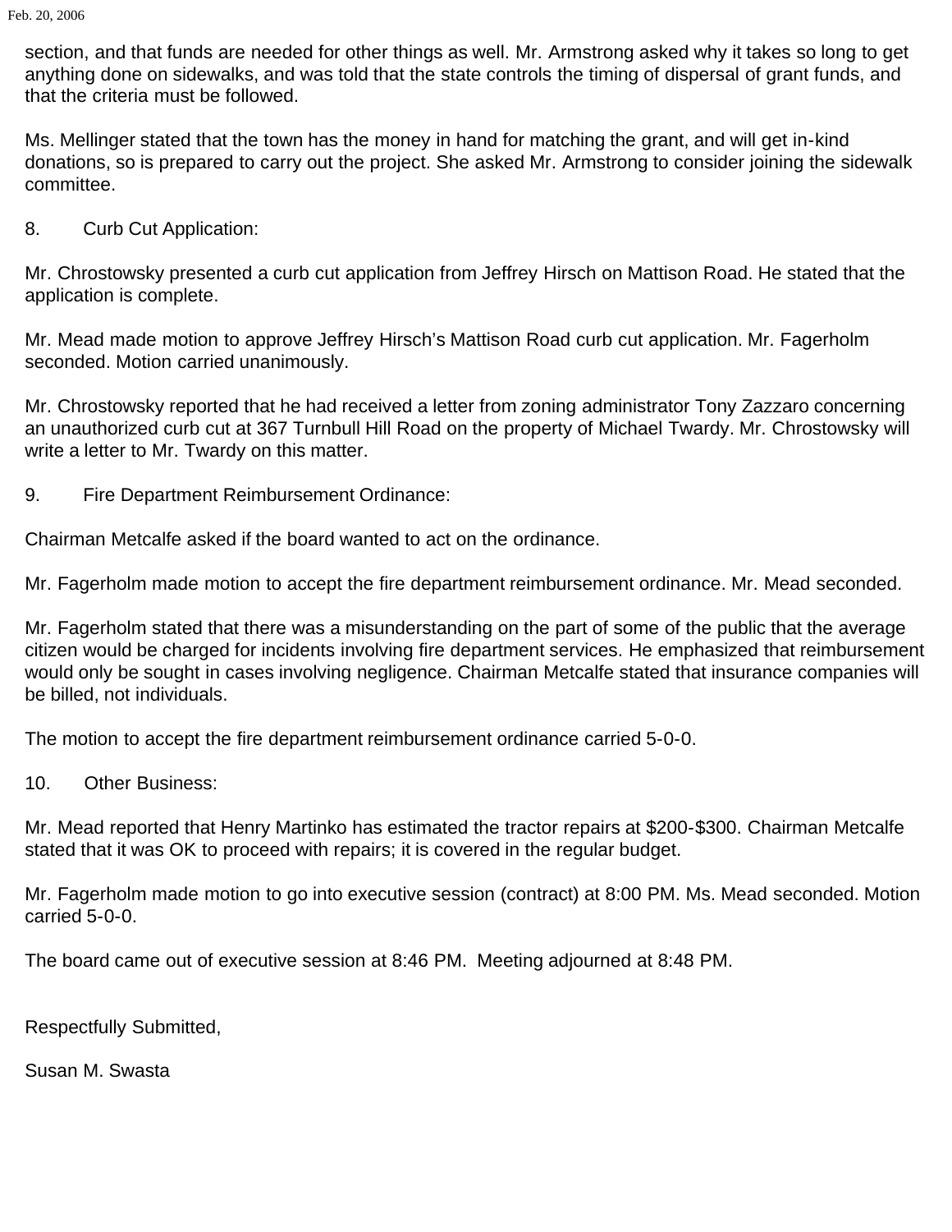section, and that funds are needed for other things as well. Mr. Armstrong asked why it takes so long to get anything done on sidewalks, and was told that the state controls the timing of dispersal of grant funds, and that the criteria must be followed.

Ms. Mellinger stated that the town has the money in hand for matching the grant, and will get in-kind donations, so is prepared to carry out the project. She asked Mr. Armstrong to consider joining the sidewalk committee.

8. Curb Cut Application:

Mr. Chrostowsky presented a curb cut application from Jeffrey Hirsch on Mattison Road. He stated that the application is complete.

Mr. Mead made motion to approve Jeffrey Hirsch's Mattison Road curb cut application. Mr. Fagerholm seconded. Motion carried unanimously.

Mr. Chrostowsky reported that he had received a letter from zoning administrator Tony Zazzaro concerning an unauthorized curb cut at 367 Turnbull Hill Road on the property of Michael Twardy. Mr. Chrostowsky will write a letter to Mr. Twardy on this matter.

9. Fire Department Reimbursement Ordinance:

Chairman Metcalfe asked if the board wanted to act on the ordinance.

Mr. Fagerholm made motion to accept the fire department reimbursement ordinance. Mr. Mead seconded.

Mr. Fagerholm stated that there was a misunderstanding on the part of some of the public that the average citizen would be charged for incidents involving fire department services. He emphasized that reimbursement would only be sought in cases involving negligence. Chairman Metcalfe stated that insurance companies will be billed, not individuals.

The motion to accept the fire department reimbursement ordinance carried 5-0-0.

10. Other Business:

Mr. Mead reported that Henry Martinko has estimated the tractor repairs at $200-$300. Chairman Metcalfe stated that it was OK to proceed with repairs; it is covered in the regular budget.

Mr. Fagerholm made motion to go into executive session (contract) at 8:00 PM. Ms. Mead seconded. Motion carried 5-0-0.

The board came out of executive session at 8:46 PM. Meeting adjourned at 8:48 PM.

Respectfully Submitted,

Susan M. Swasta